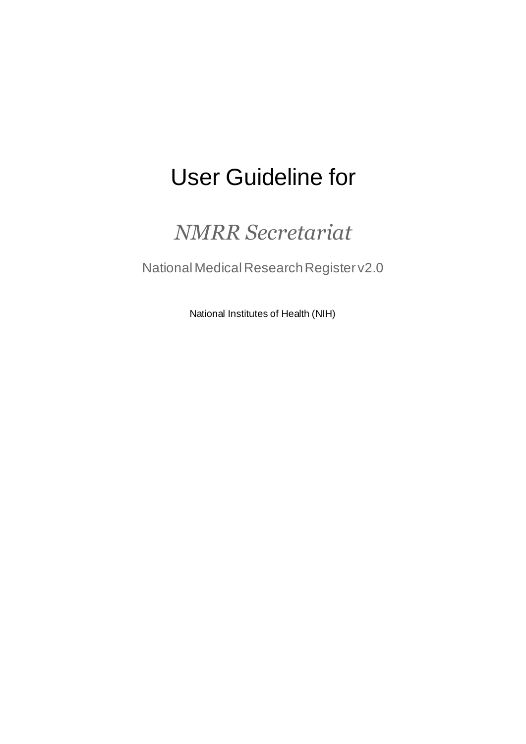# User Guideline for

## *NMRR Secretariat*

National Medical Research Register v2.0

National Institutes of Health (NIH)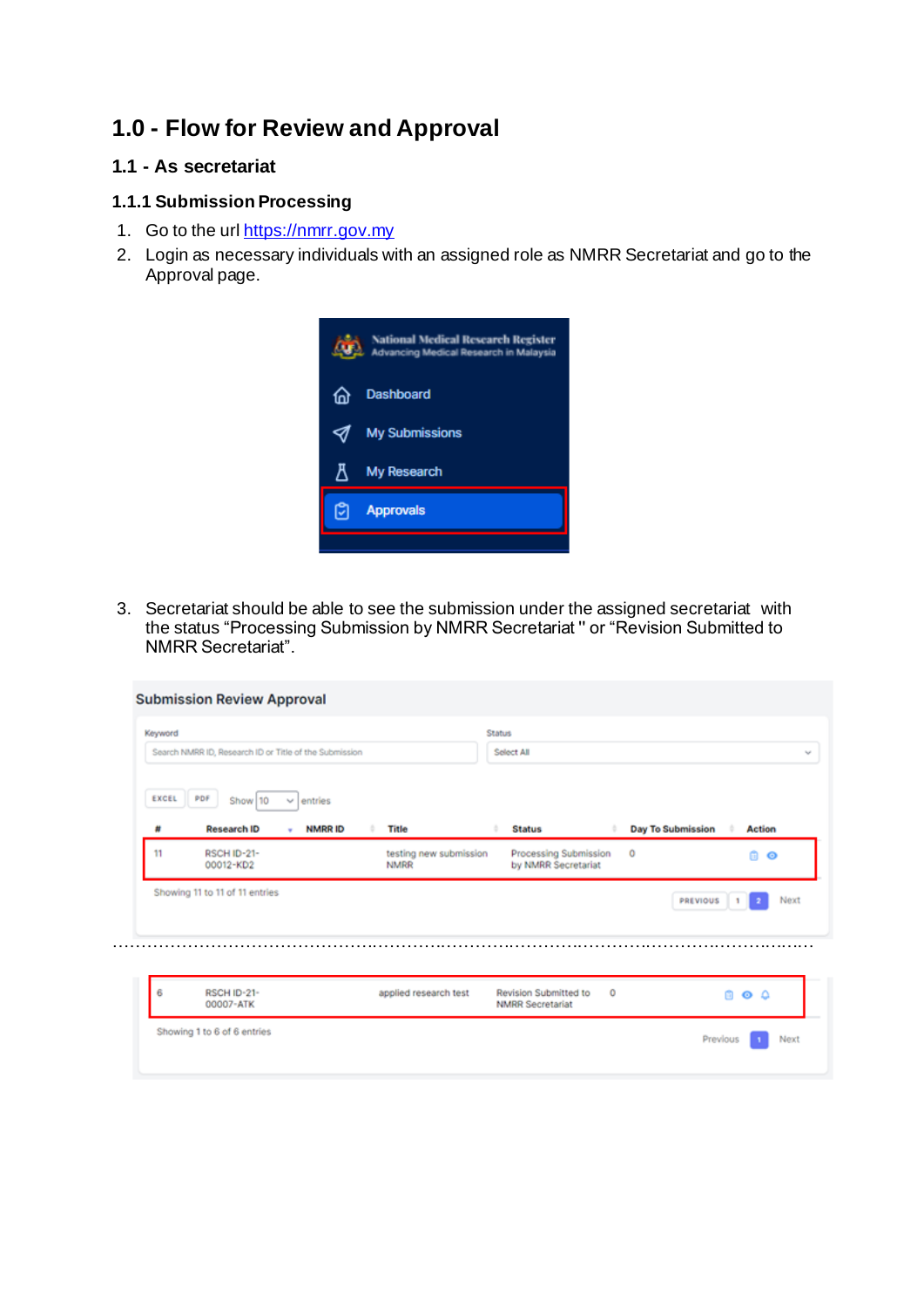# 1.0 - Flow for Review and Approval

## 1.1 - As secretariat

### 1.1.1 Submission Processing

1. Go to the url https://nmrr.gov.my
2. Login as necessary individuals with an assigned role as NMRR Secretariat and go to the Approval page.

3. Secretariat should be able to see the submission under the assigned secretariat with the status "Processing Submission by NMRR Secretariat" or "Revision Submitted to NMRR Secretariat".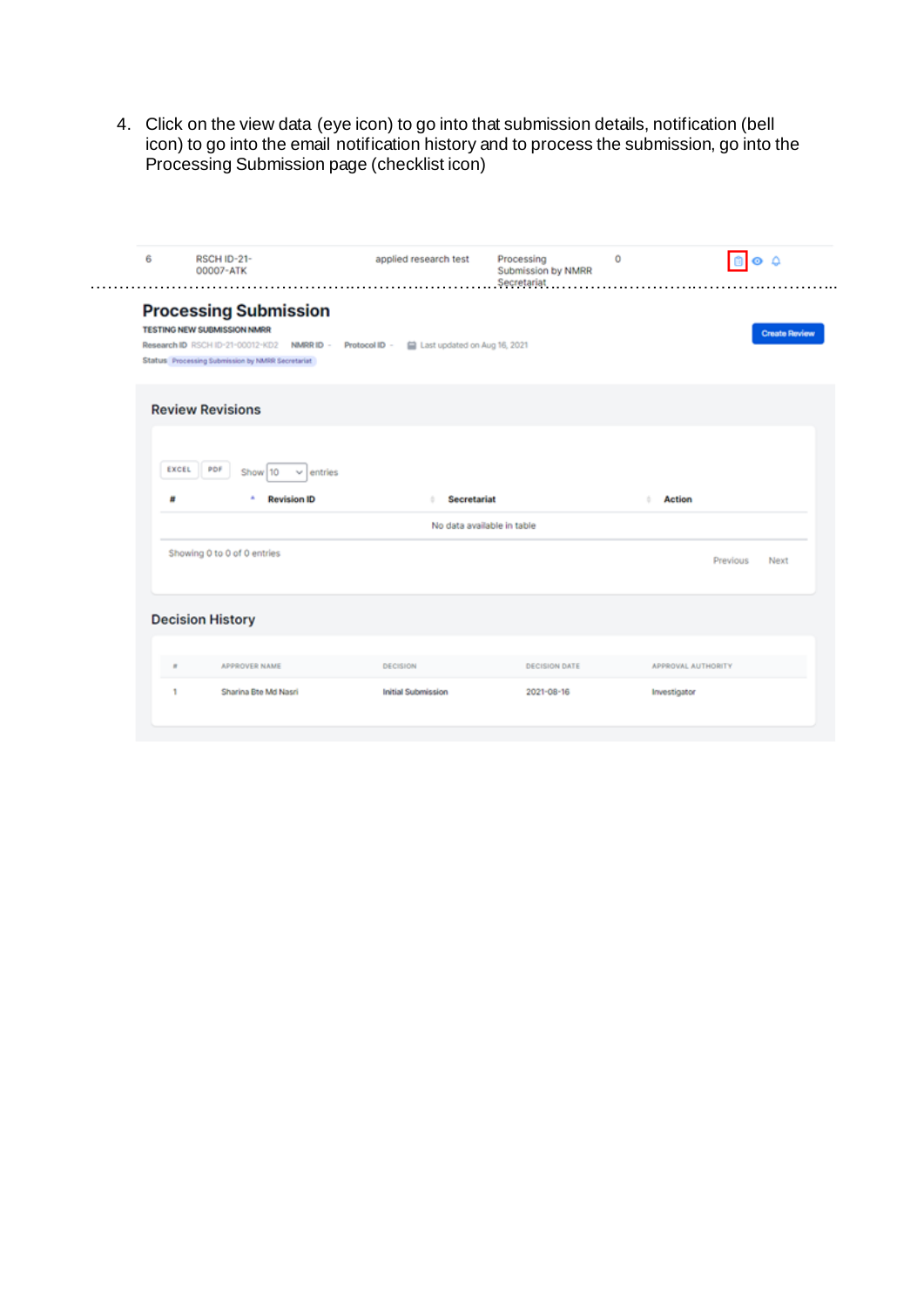4. Click on the view data (eye icon) to go into that submission details, notification (bell icon) to go into the email notification history and to process the submission, go into the Processing Submission page (checklist icon)

| 6 | RSCH ID-21-00007-ATK | applied research test | Processing Submission by NMRR Secretariat | 0 | |
|---|---|---|---|---|---|

## Processing Submission

TESTING NEW SUBMISSION NMRR

Research ID RSCH ID-21-00012-KD2 NMRR ID - Protocol ID - Last updated on Aug 16, 2021

Status Processing Submission by NMRR Secretariat

Create Review

### Review Revisions

EXCEL PDF Show 10 entries

| # | Revision ID | Secretariat | Action |
|---|---|---|---|
| No data available in table | | | |

Showing 0 to 0 of 0 entries

Previous Next

### Decision History

| # | APPROVER NAME | DECISION | DECISION DATE | APPROVAL AUTHORITY |
|---|---|---|---|---|
| 1 | Sharina Bte Md Nasri | Initial Submission | 2021-08-16 | Investigator |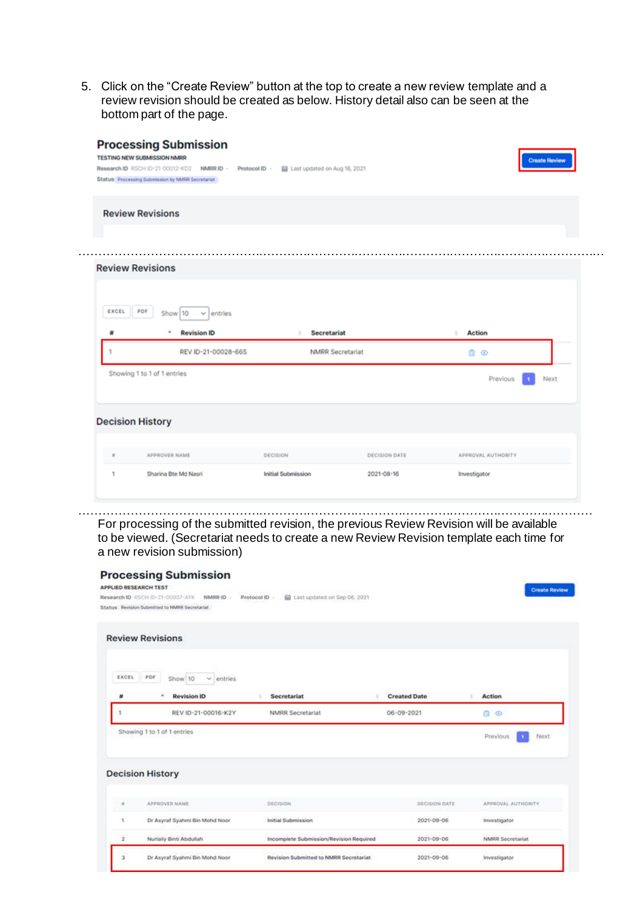5. Click on the "Create Review" button at the top to create a new review template and a review revision should be created as below. History detail also can be seen at the bottom part of the page.

## Processing Submission

TESTING NEW SUBMISSION NMRR

Research ID RSCH ID-21-00012-KD2 NMRR ID - Protocol ID - Last updated on Aug 16, 2021

Status Processing Submission by NMRR Secretariat

Create Review

### Review Revisions

### Review Revisions

EXCEL PDF Show 10 entries

| # | Revision ID | Secretariat | Action |
|---|---|---|---|
| 1 | REV ID-21-00028-66S | NMRR Secretariat | |

Showing 1 to 1 of 1 entries

Previous 1 Next

### Decision History

| # | APPROVER NAME | DECISION | DECISION DATE | APPROVAL AUTHORITY |
|---|---|---|---|---|
| 1 | Sharina Bte Md Nasri | Initial Submission | 2021-08-16 | Investigator |

For processing of the submitted revision, the previous Review Revision will be available to be viewed. (Secretariat needs to create a new Review Revision template each time for a new revision submission)

## Processing Submission

APPLIED RESEARCH TEST

Research ID RSCH ID-21-00007-ATK NMRR ID - Protocol ID - Last updated on Sep 06, 2021

Status Revision Submitted to NMRR Secretariat

Create Review

### Review Revisions

EXCEL PDF Show 10 entries

| # | Revision ID | Secretariat | Created Date | Action |
|---|---|---|---|---|
| 1 | REV ID-21-00016-K2Y | NMRR Secretariat | 06-09-2021 | |

Showing 1 to 1 of 1 entries

Previous 1 Next

### Decision History

| # | APPROVER NAME | DECISION | DECISION DATE | APPROVAL AUTHORITY |
|---|---|---|---|---|
| 1 | Dr Asyraf Syahmi Bin Mohd Noor | Initial Submission | 2021-09-06 | Investigator |
| 2 | Nurlaily Binti Abdullah | Incomplete Submission/Revision Required | 2021-09-06 | NMRR Secretariat |
| 3 | Dr Asyraf Syahmi Bin Mohd Noor | Revision Submitted to NMRR Secretariat | 2021-09-06 | Investigator |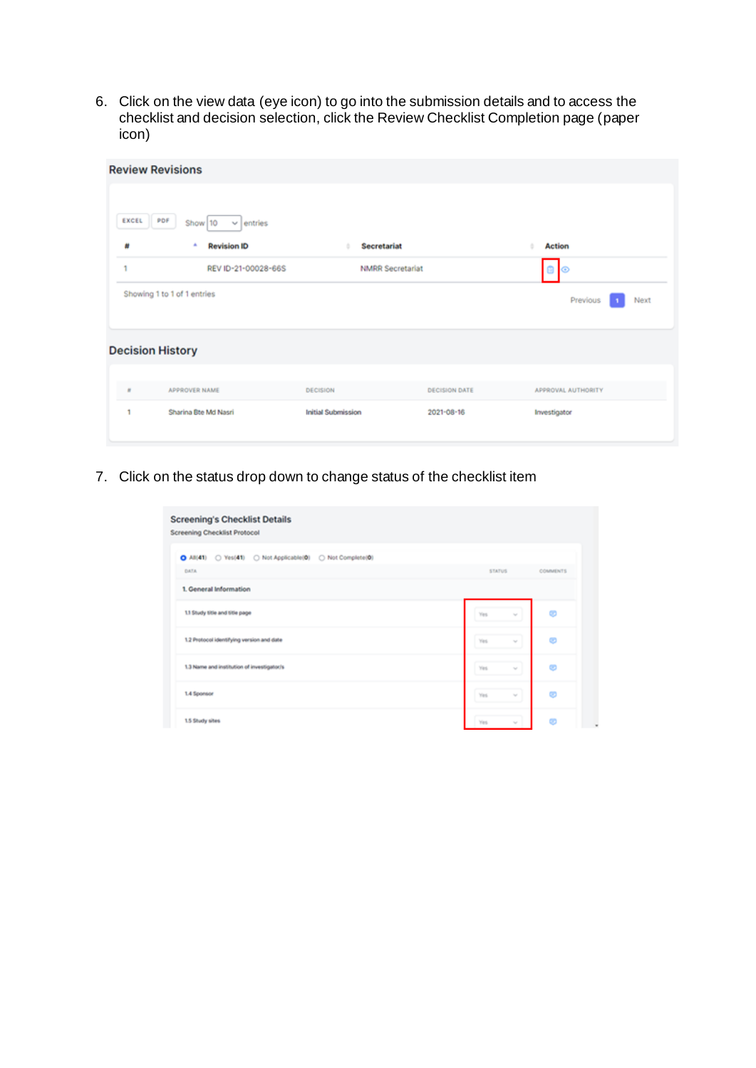6. Click on the view data (eye icon) to go into the submission details and to access the checklist and decision selection, click the Review Checklist Completion page (paper icon)

**Review Revisions**

EXCEL PDF Show 10 entries

| # | Revision ID | Secretariat | Action |
|---|---|---|---|
| 1 | REV ID-21-00028-66S | NMRR Secretariat | |

Showing 1 to 1 of 1 entries

Previous 1 Next

**Decision History**

| # | APPROVER NAME | DECISION | DECISION DATE | APPROVAL AUTHORITY |
|---|---|---|---|---|
| 1 | Sharina Bte Md Nasri | Initial Submission | 2021-08-16 | Investigator |

7. Click on the status drop down to change status of the checklist item

**Screening's Checklist Details**

Screening Checklist Protocol

All(41) Yes(41) Not Applicable(0) Not Complete(0)

| DATA | STATUS | COMMENTS |
|---|---|---|
| 1. General Information | | |
| 1.1 Study title and title page | Yes | |
| 1.2 Protocol identifying version and date | Yes | |
| 1.3 Name and institution of investigator/s | Yes | |
| 1.4 Sponsor | Yes | |
| 1.5 Study sites | Yes | |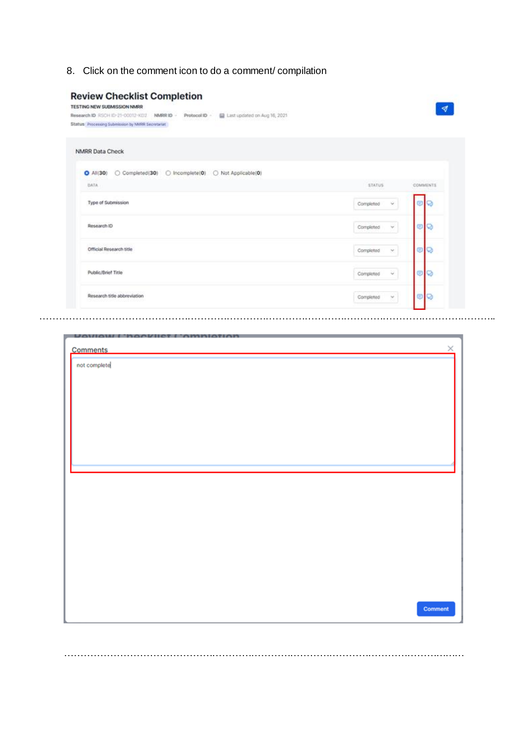8. Click on the comment icon to do a comment/ compilation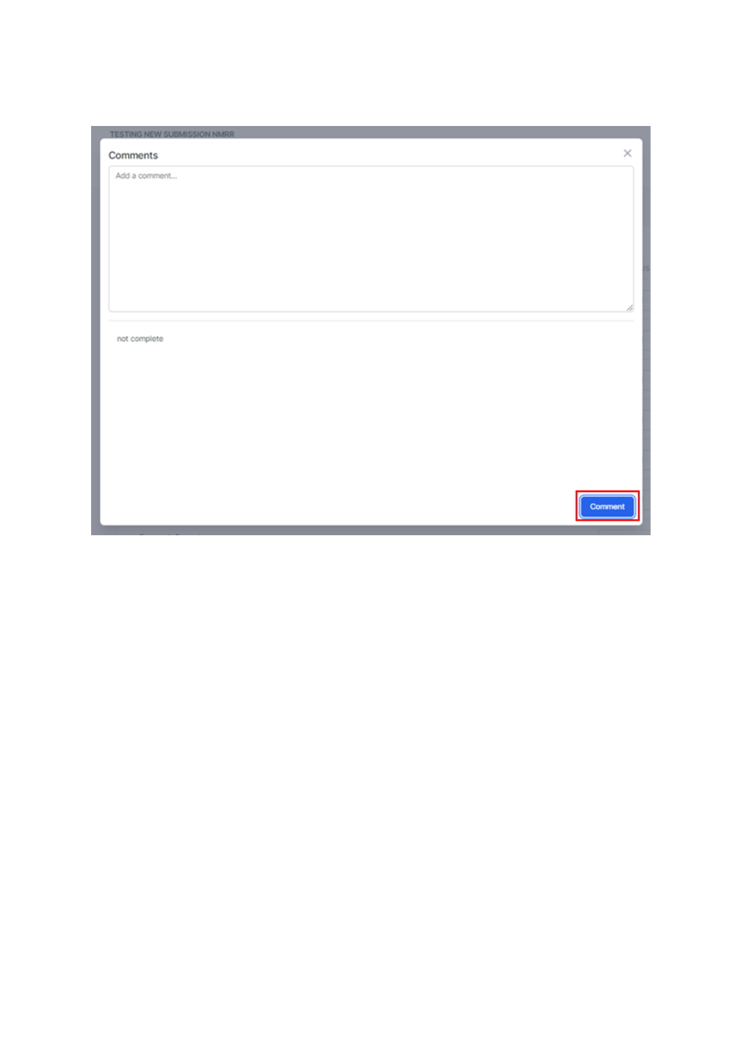TESTING NEW SUBMISSION NMRR

Comments

Add a comment...

not complete

Comment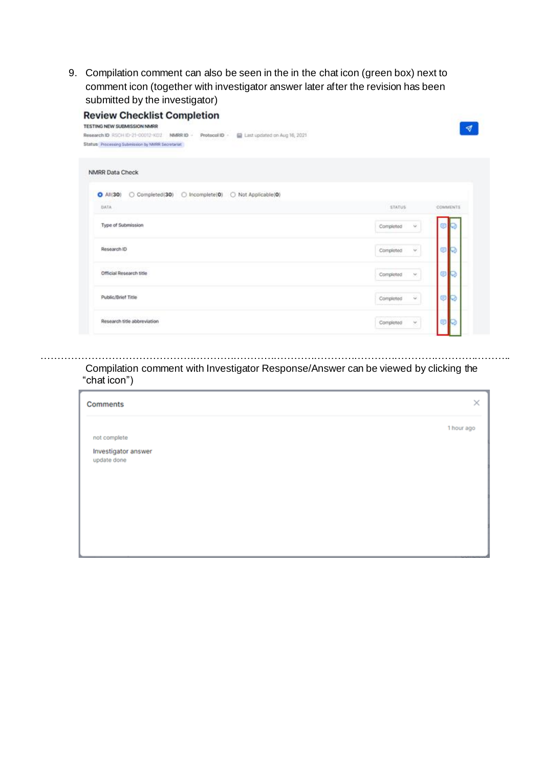9. Compilation comment can also be seen in the in the chat icon (green box) next to comment icon (together with investigator answer later after the revision has been submitted by the investigator)

## Review Checklist Completion

TESTING NEW SUBMISSION NMRR

Research ID RSCH ID-21-00012-KD2 NMRR ID - Protocol ID - Last updated on Aug 16, 2021

Status Processing Submission by NMRR Secretariat

NMRR Data Check

All(30) Completed(30) Incomplete(0) Not Applicable(0)

| DATA | STATUS | COMMENTS |
|---|---|---|
| Type of Submission | Completed | |
| Research ID | Completed | |
| Official Research title | Completed | |
| Public/Brief Title | Completed | |
| Research title abbreviation | Completed | |

……………………………………………………………………………………………………………………………

Compilation comment with Investigator Response/Answer can be viewed by clicking the "chat icon")

Comments

1 hour ago

not complete

Investigator answer

update done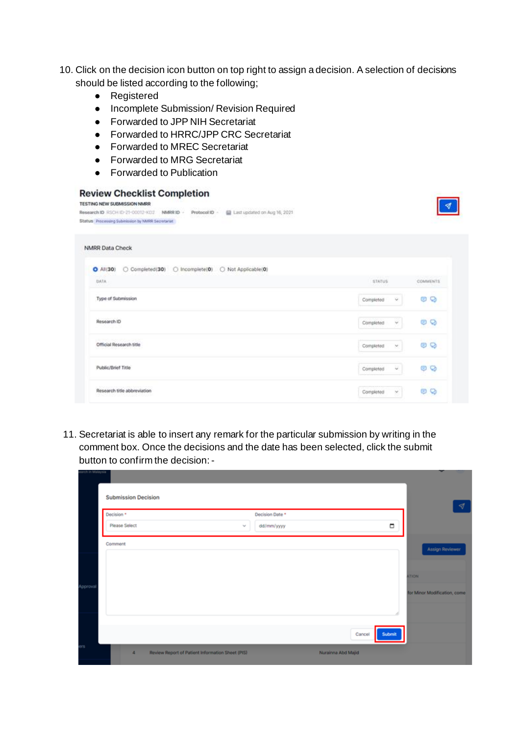10. Click on the decision icon button on top right to assign a decision. A selection of decisions should be listed according to the following;
    - Registered
    - Incomplete Submission/ Revision Required
    - Forwarded to JPP NIH Secretariat
    - Forwarded to HRRC/JPP CRC Secretariat
    - Forwarded to MREC Secretariat
    - Forwarded to MRG Secretariat
    - Forwarded to Publication

11. Secretariat is able to insert any remark for the particular submission by writing in the comment box. Once the decisions and the date has been selected, click the submit button to confirm the decision: -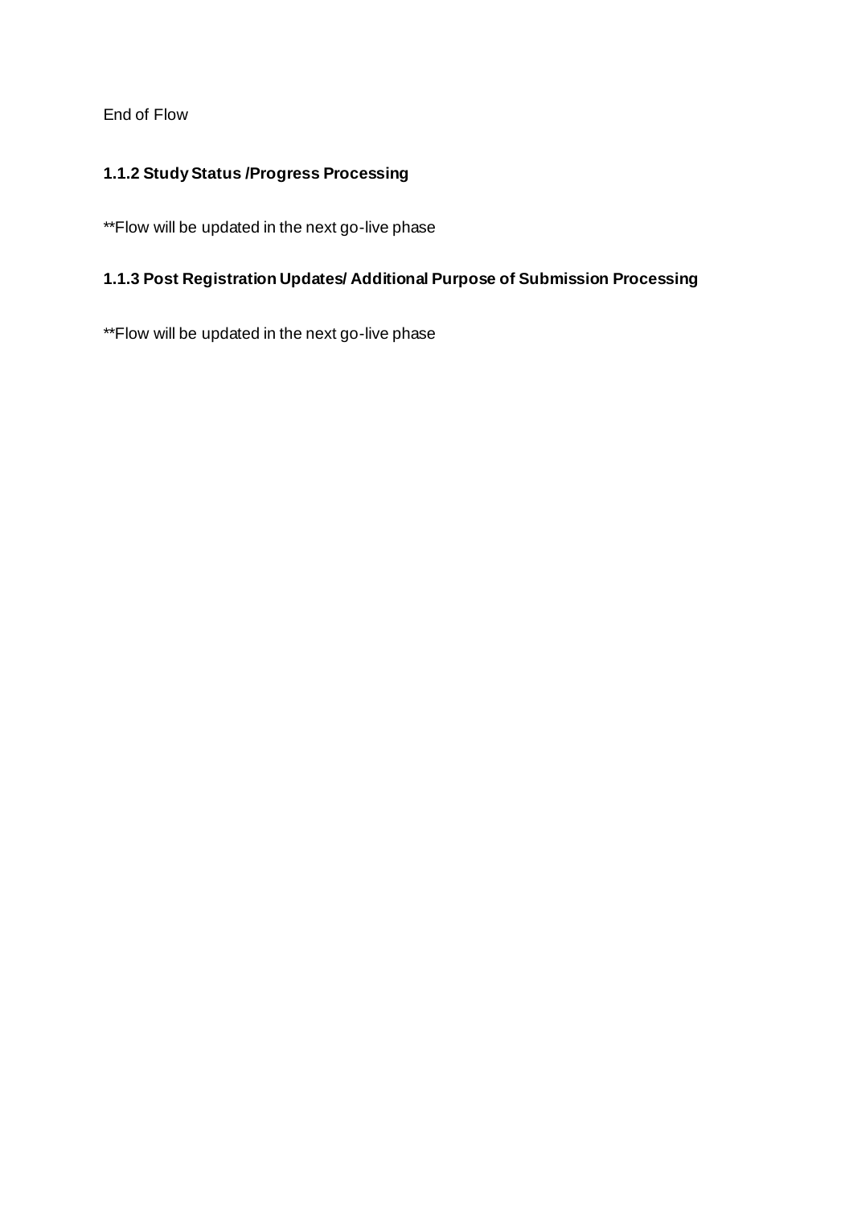End of Flow

### 1.1.2 Study Status /Progress Processing

**Flow will be updated in the next go-live phase

### 1.1.3 Post Registration Updates/ Additional Purpose of Submission Processing

**Flow will be updated in the next go-live phase